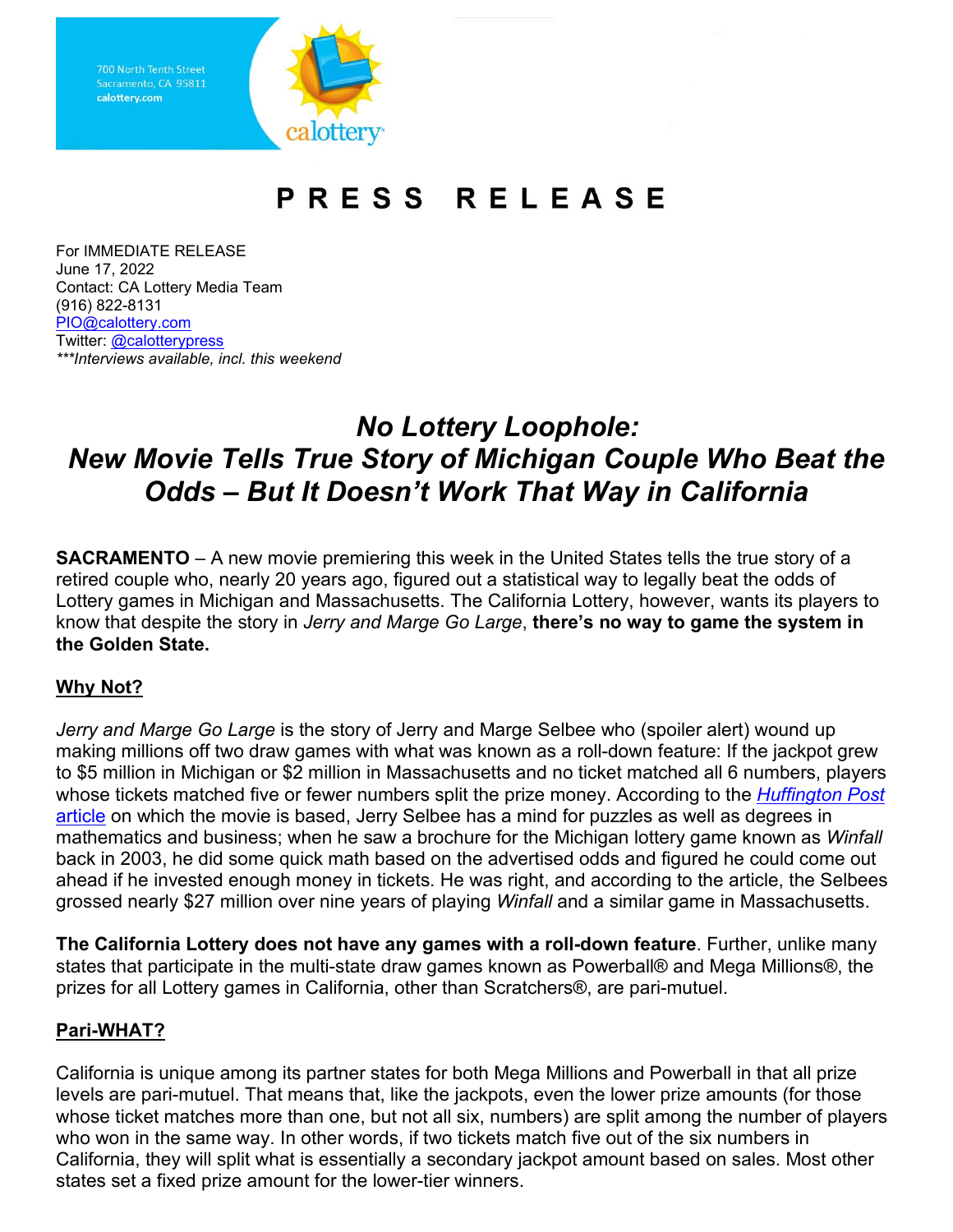700 North Tenth Street
Sacramento, CA 95811
calottery.com

calottery

# PRESS RELEASE

For IMMEDIATE RELEASE
June 17, 2022
Contact: CA Lottery Media Team
(916) 822-8131
[PIO@calottery.com](mailto:PIO@calottery.com)
Twitter: [@calotterypress](https://twitter.com/calotterypress)
*\*\*\*Interviews available, incl. this weekend*

## *No Lottery Loophole: New Movie Tells True Story of Michigan Couple Who Beat the Odds – But It Doesn't Work That Way in California*

**SACRAMENTO** – A new movie premiering this week in the United States tells the true story of a retired couple who, nearly 20 years ago, figured out a statistical way to legally beat the odds of Lottery games in Michigan and Massachusetts. The California Lottery, however, wants its players to know that despite the story in *Jerry and Marge Go Large*, **there's no way to game the system in the Golden State.**

### Why Not?

*Jerry and Marge Go Large* is the story of Jerry and Marge Selbee who (spoiler alert) wound up making millions off two draw games with what was known as a roll-down feature: If the jackpot grew to $5 million in Michigan or $2 million in Massachusetts and no ticket matched all 6 numbers, players whose tickets matched five or fewer numbers split the prize money. According to the *Huffington Post* article on which the movie is based, Jerry Selbee has a mind for puzzles as well as degrees in mathematics and business; when he saw a brochure for the Michigan lottery game known as *Winfall* back in 2003, he did some quick math based on the advertised odds and figured he could come out ahead if he invested enough money in tickets. He was right, and according to the article, the Selbees grossed nearly $27 million over nine years of playing *Winfall* and a similar game in Massachusetts.

**The California Lottery does not have any games with a roll-down feature**. Further, unlike many states that participate in the multi-state draw games known as Powerball® and Mega Millions®, the prizes for all Lottery games in California, other than Scratchers®, are pari-mutuel.

### Pari-WHAT?

California is unique among its partner states for both Mega Millions and Powerball in that all prize levels are pari-mutuel. That means that, like the jackpots, even the lower prize amounts (for those whose ticket matches more than one, but not all six, numbers) are split among the number of players who won in the same way. In other words, if two tickets match five out of the six numbers in California, they will split what is essentially a secondary jackpot amount based on sales. Most other states set a fixed prize amount for the lower-tier winners.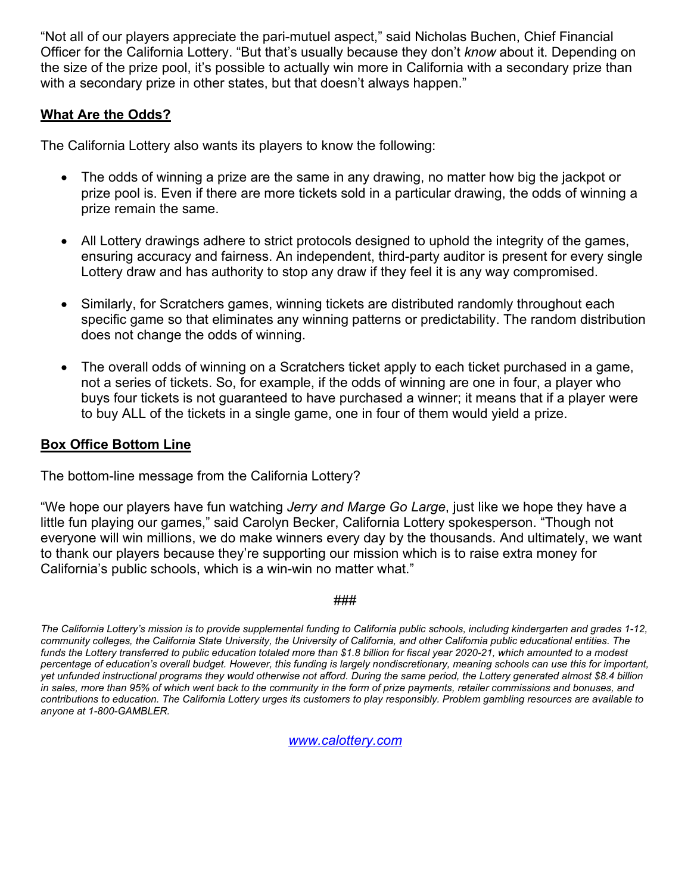"Not all of our players appreciate the pari-mutuel aspect," said Nicholas Buchen, Chief Financial Officer for the California Lottery. "But that's usually because they don't *know* about it. Depending on the size of the prize pool, it's possible to actually win more in California with a secondary prize than with a secondary prize in other states, but that doesn't always happen."

## **<u>What Are the Odds?</u>**

The California Lottery also wants its players to know the following:

- The odds of winning a prize are the same in any drawing, no matter how big the jackpot or prize pool is. Even if there are more tickets sold in a particular drawing, the odds of winning a prize remain the same.

- All Lottery drawings adhere to strict protocols designed to uphold the integrity of the games, ensuring accuracy and fairness. An independent, third-party auditor is present for every single Lottery draw and has authority to stop any draw if they feel it is any way compromised.

- Similarly, for Scratchers games, winning tickets are distributed randomly throughout each specific game so that eliminates any winning patterns or predictability. The random distribution does not change the odds of winning.

- The overall odds of winning on a Scratchers ticket apply to each ticket purchased in a game, not a series of tickets. So, for example, if the odds of winning are one in four, a player who buys four tickets is not guaranteed to have purchased a winner; it means that if a player were to buy ALL of the tickets in a single game, one in four of them would yield a prize.

## **<u>Box Office Bottom Line</u>**

The bottom-line message from the California Lottery?

"We hope our players have fun watching *Jerry and Marge Go Large*, just like we hope they have a little fun playing our games," said Carolyn Becker, California Lottery spokesperson. "Though not everyone will win millions, we do make winners every day by the thousands. And ultimately, we want to thank our players because they're supporting our mission which is to raise extra money for California's public schools, which is a win-win no matter what."

###

*The California Lottery's mission is to provide supplemental funding to California public schools, including kindergarten and grades 1-12, community colleges, the California State University, the University of California, and other California public educational entities. The funds the Lottery transferred to public education totaled more than $1.8 billion for fiscal year 2020-21, which amounted to a modest percentage of education's overall budget. However, this funding is largely nondiscretionary, meaning schools can use this for important, yet unfunded instructional programs they would otherwise not afford. During the same period, the Lottery generated almost $8.4 billion in sales, more than 95% of which went back to the community in the form of prize payments, retailer commissions and bonuses, and contributions to education. The California Lottery urges its customers to play responsibly. Problem gambling resources are available to anyone at 1-800-GAMBLER.*

*[www.calottery.com](http://www.calottery.com)*